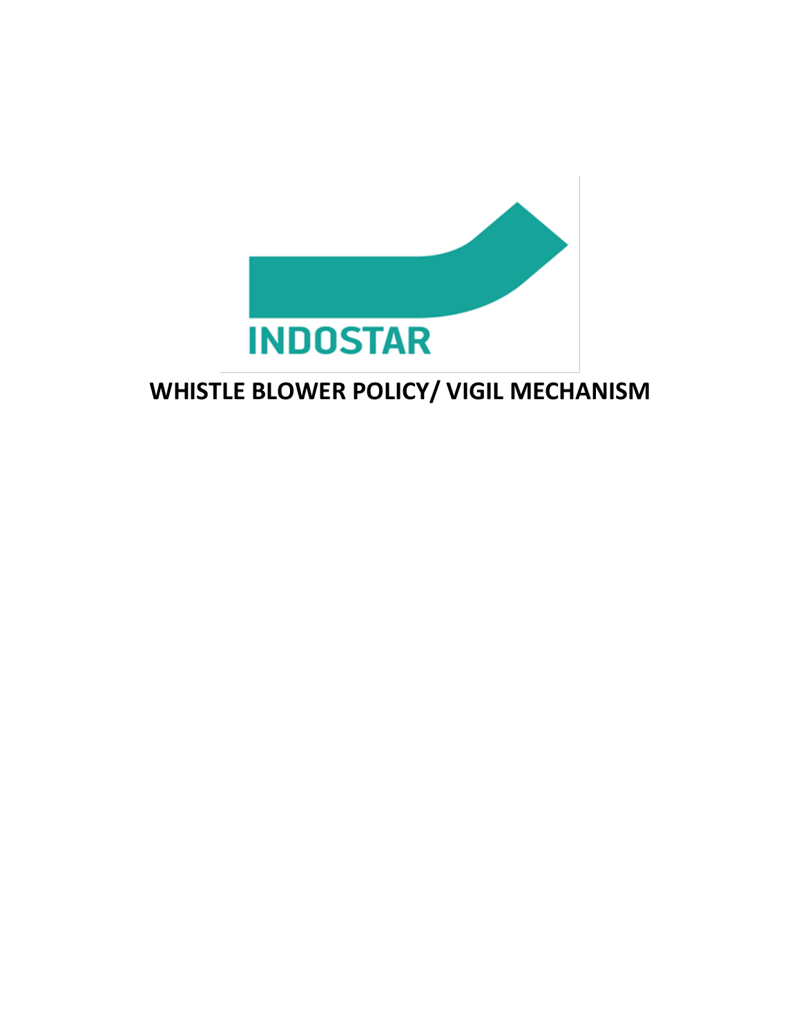INDOSTAR

# WHISTLE BLOWER POLICY/ VIGIL MECHANISM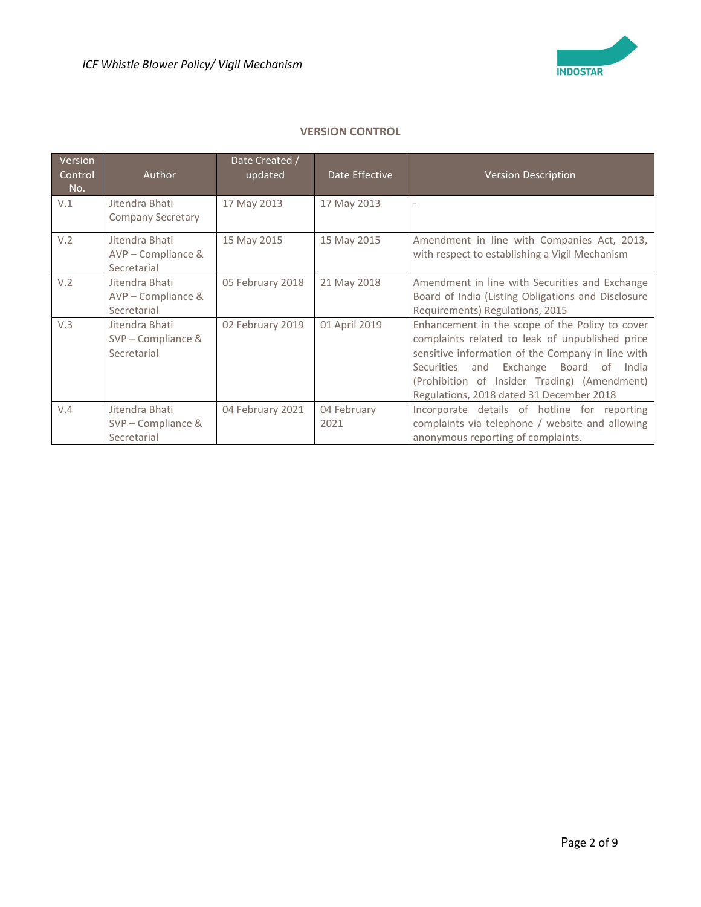## VERSION CONTROL

| Version Control No. | Author | Date Created / updated | Date Effective | Version Description |
|---|---|---|---|---|
| V.1 | Jitendra Bhati Company Secretary | 17 May 2013 | 17 May 2013 | - |
| V.2 | Jitendra Bhati AVP – Compliance & Secretarial | 15 May 2015 | 15 May 2015 | Amendment in line with Companies Act, 2013, with respect to establishing a Vigil Mechanism |
| V.2 | Jitendra Bhati AVP – Compliance & Secretarial | 05 February 2018 | 21 May 2018 | Amendment in line with Securities and Exchange Board of India (Listing Obligations and Disclosure Requirements) Regulations, 2015 |
| V.3 | Jitendra Bhati SVP – Compliance & Secretarial | 02 February 2019 | 01 April 2019 | Enhancement in the scope of the Policy to cover complaints related to leak of unpublished price sensitive information of the Company in line with Securities and Exchange Board of India (Prohibition of Insider Trading) (Amendment) Regulations, 2018 dated 31 December 2018 |
| V.4 | Jitendra Bhati SVP – Compliance & Secretarial | 04 February 2021 | 04 February 2021 | Incorporate details of hotline for reporting complaints via telephone / website and allowing anonymous reporting of complaints. |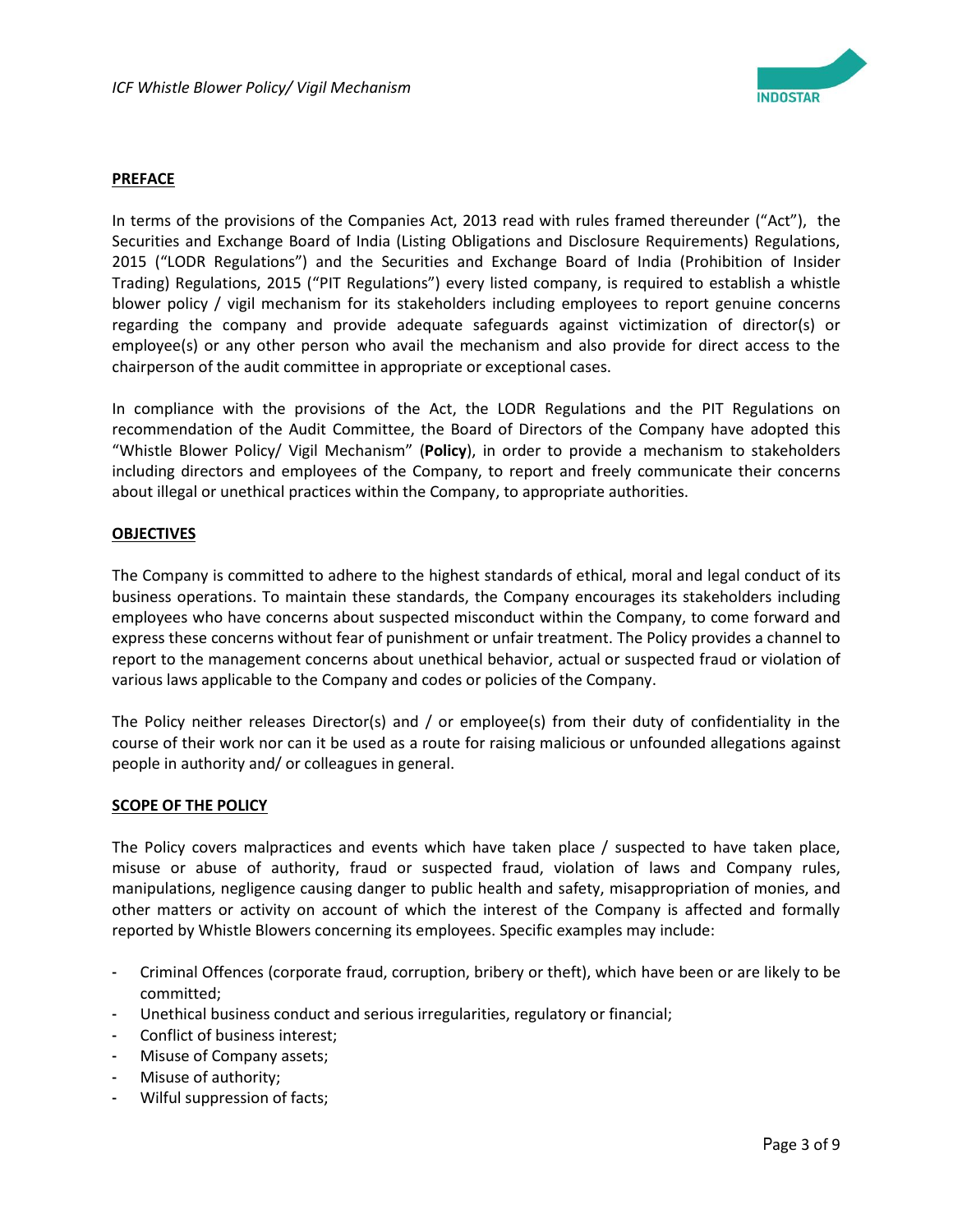## PREFACE

In terms of the provisions of the Companies Act, 2013 read with rules framed thereunder ("Act"), the Securities and Exchange Board of India (Listing Obligations and Disclosure Requirements) Regulations, 2015 ("LODR Regulations") and the Securities and Exchange Board of India (Prohibition of Insider Trading) Regulations, 2015 ("PIT Regulations") every listed company, is required to establish a whistle blower policy / vigil mechanism for its stakeholders including employees to report genuine concerns regarding the company and provide adequate safeguards against victimization of director(s) or employee(s) or any other person who avail the mechanism and also provide for direct access to the chairperson of the audit committee in appropriate or exceptional cases.

In compliance with the provisions of the Act, the LODR Regulations and the PIT Regulations on recommendation of the Audit Committee, the Board of Directors of the Company have adopted this "Whistle Blower Policy/ Vigil Mechanism" (**Policy**), in order to provide a mechanism to stakeholders including directors and employees of the Company, to report and freely communicate their concerns about illegal or unethical practices within the Company, to appropriate authorities.

## OBJECTIVES

The Company is committed to adhere to the highest standards of ethical, moral and legal conduct of its business operations. To maintain these standards, the Company encourages its stakeholders including employees who have concerns about suspected misconduct within the Company, to come forward and express these concerns without fear of punishment or unfair treatment. The Policy provides a channel to report to the management concerns about unethical behavior, actual or suspected fraud or violation of various laws applicable to the Company and codes or policies of the Company.

The Policy neither releases Director(s) and / or employee(s) from their duty of confidentiality in the course of their work nor can it be used as a route for raising malicious or unfounded allegations against people in authority and/ or colleagues in general.

## SCOPE OF THE POLICY

The Policy covers malpractices and events which have taken place / suspected to have taken place, misuse or abuse of authority, fraud or suspected fraud, violation of laws and Company rules, manipulations, negligence causing danger to public health and safety, misappropriation of monies, and other matters or activity on account of which the interest of the Company is affected and formally reported by Whistle Blowers concerning its employees. Specific examples may include:

- Criminal Offences (corporate fraud, corruption, bribery or theft), which have been or are likely to be committed;
- Unethical business conduct and serious irregularities, regulatory or financial;
- Conflict of business interest;
- Misuse of Company assets;
- Misuse of authority;
- Wilful suppression of facts;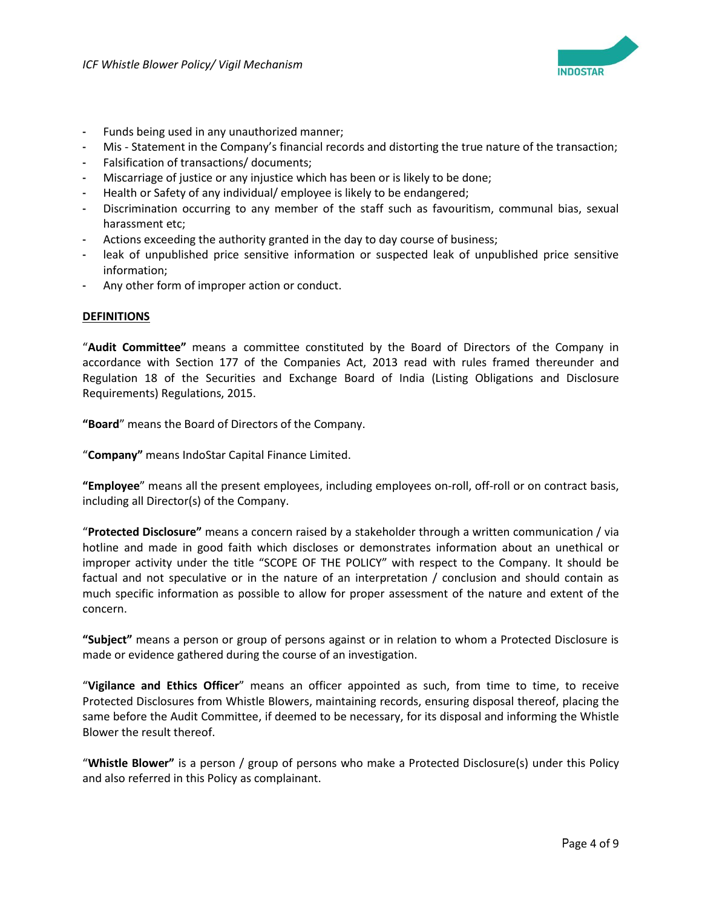- Funds being used in any unauthorized manner;
- Mis - Statement in the Company's financial records and distorting the true nature of the transaction;
- Falsification of transactions/ documents;
- Miscarriage of justice or any injustice which has been or is likely to be done;
- Health or Safety of any individual/ employee is likely to be endangered;
- Discrimination occurring to any member of the staff such as favouritism, communal bias, sexual harassment etc;
- Actions exceeding the authority granted in the day to day course of business;
- leak of unpublished price sensitive information or suspected leak of unpublished price sensitive information;
- Any other form of improper action or conduct.

**DEFINITIONS**

"**Audit Committee"** means a committee constituted by the Board of Directors of the Company in accordance with Section 177 of the Companies Act, 2013 read with rules framed thereunder and Regulation 18 of the Securities and Exchange Board of India (Listing Obligations and Disclosure Requirements) Regulations, 2015.

**"Board**" means the Board of Directors of the Company.

"**Company"** means IndoStar Capital Finance Limited.

**"Employee**" means all the present employees, including employees on-roll, off-roll or on contract basis, including all Director(s) of the Company.

"**Protected Disclosure"** means a concern raised by a stakeholder through a written communication / via hotline and made in good faith which discloses or demonstrates information about an unethical or improper activity under the title "SCOPE OF THE POLICY" with respect to the Company. It should be factual and not speculative or in the nature of an interpretation / conclusion and should contain as much specific information as possible to allow for proper assessment of the nature and extent of the concern.

**"Subject"** means a person or group of persons against or in relation to whom a Protected Disclosure is made or evidence gathered during the course of an investigation.

"**Vigilance and Ethics Officer**" means an officer appointed as such, from time to time, to receive Protected Disclosures from Whistle Blowers, maintaining records, ensuring disposal thereof, placing the same before the Audit Committee, if deemed to be necessary, for its disposal and informing the Whistle Blower the result thereof.

"**Whistle Blower"** is a person / group of persons who make a Protected Disclosure(s) under this Policy and also referred in this Policy as complainant.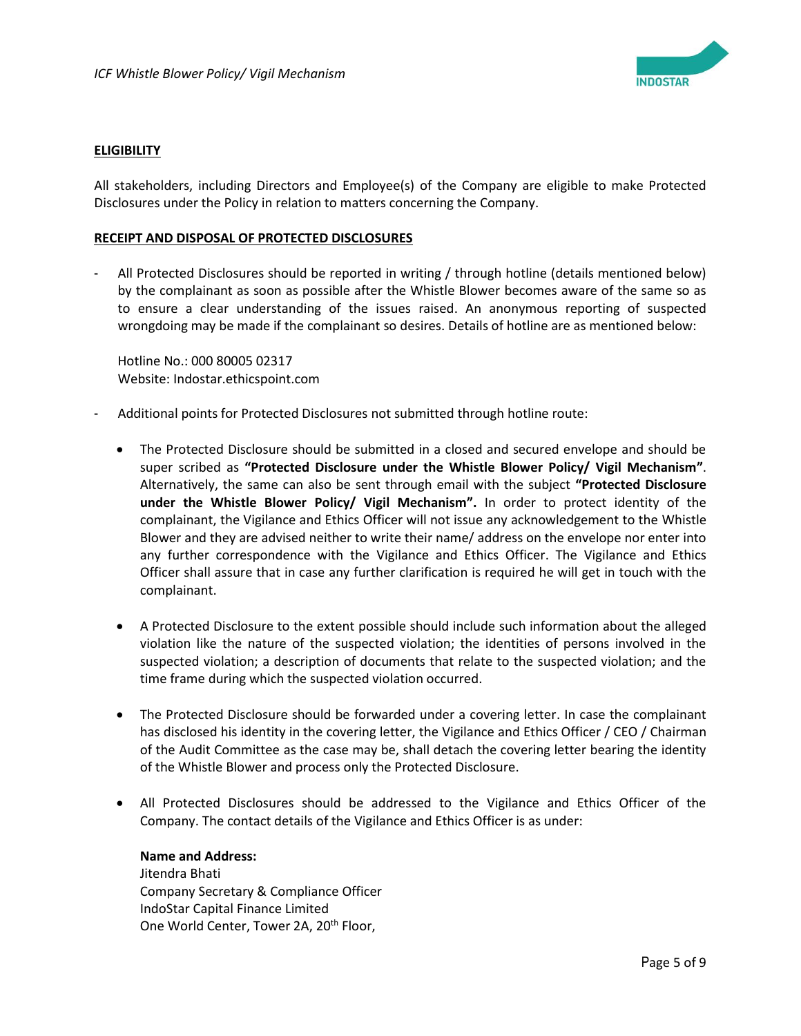## ELIGIBILITY

All stakeholders, including Directors and Employee(s) of the Company are eligible to make Protected Disclosures under the Policy in relation to matters concerning the Company.

## RECEIPT AND DISPOSAL OF PROTECTED DISCLOSURES

- All Protected Disclosures should be reported in writing / through hotline (details mentioned below) by the complainant as soon as possible after the Whistle Blower becomes aware of the same so as to ensure a clear understanding of the issues raised. An anonymous reporting of suspected wrongdoing may be made if the complainant so desires. Details of hotline are as mentioned below:

  Hotline No.: 000 80005 02317
  Website: Indostar.ethicspoint.com

- Additional points for Protected Disclosures not submitted through hotline route:

  - The Protected Disclosure should be submitted in a closed and secured envelope and should be super scribed as **"Protected Disclosure under the Whistle Blower Policy/ Vigil Mechanism"**. Alternatively, the same can also be sent through email with the subject **"Protected Disclosure under the Whistle Blower Policy/ Vigil Mechanism".** In order to protect identity of the complainant, the Vigilance and Ethics Officer will not issue any acknowledgement to the Whistle Blower and they are advised neither to write their name/ address on the envelope nor enter into any further correspondence with the Vigilance and Ethics Officer. The Vigilance and Ethics Officer shall assure that in case any further clarification is required he will get in touch with the complainant.

  - A Protected Disclosure to the extent possible should include such information about the alleged violation like the nature of the suspected violation; the identities of persons involved in the suspected violation; a description of documents that relate to the suspected violation; and the time frame during which the suspected violation occurred.

  - The Protected Disclosure should be forwarded under a covering letter. In case the complainant has disclosed his identity in the covering letter, the Vigilance and Ethics Officer / CEO / Chairman of the Audit Committee as the case may be, shall detach the covering letter bearing the identity of the Whistle Blower and process only the Protected Disclosure.

  - All Protected Disclosures should be addressed to the Vigilance and Ethics Officer of the Company. The contact details of the Vigilance and Ethics Officer is as under:

    **Name and Address:**
    Jitendra Bhati
    Company Secretary & Compliance Officer
    IndoStar Capital Finance Limited
    One World Center, Tower 2A, 20th Floor,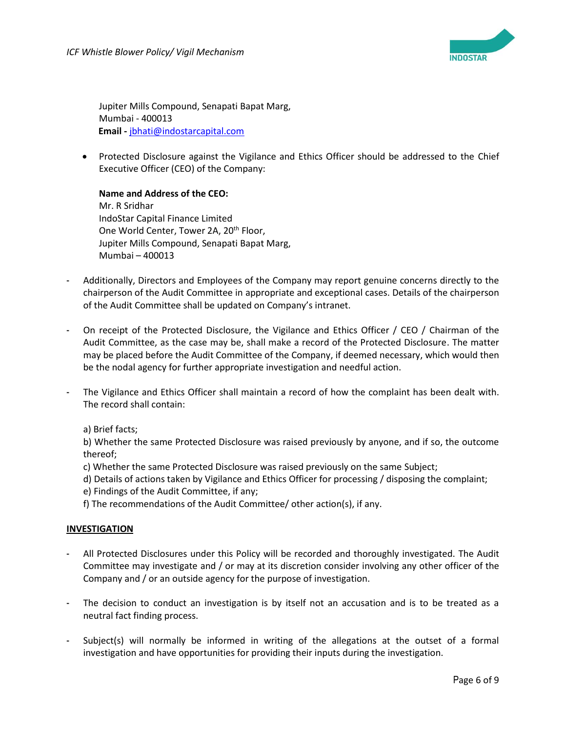Jupiter Mills Compound, Senapati Bapat Marg,
Mumbai - 400013
**Email -** jbhati@indostarcapital.com

- Protected Disclosure against the Vigilance and Ethics Officer should be addressed to the Chief Executive Officer (CEO) of the Company:

  **Name and Address of the CEO:**
  Mr. R Sridhar
  IndoStar Capital Finance Limited
  One World Center, Tower 2A, 20th Floor,
  Jupiter Mills Compound, Senapati Bapat Marg,
  Mumbai – 400013

- Additionally, Directors and Employees of the Company may report genuine concerns directly to the chairperson of the Audit Committee in appropriate and exceptional cases. Details of the chairperson of the Audit Committee shall be updated on Company's intranet.

- On receipt of the Protected Disclosure, the Vigilance and Ethics Officer / CEO / Chairman of the Audit Committee, as the case may be, shall make a record of the Protected Disclosure. The matter may be placed before the Audit Committee of the Company, if deemed necessary, which would then be the nodal agency for further appropriate investigation and needful action.

- The Vigilance and Ethics Officer shall maintain a record of how the complaint has been dealt with. The record shall contain:

  a) Brief facts;
  b) Whether the same Protected Disclosure was raised previously by anyone, and if so, the outcome thereof;
  c) Whether the same Protected Disclosure was raised previously on the same Subject;
  d) Details of actions taken by Vigilance and Ethics Officer for processing / disposing the complaint;
  e) Findings of the Audit Committee, if any;
  f) The recommendations of the Audit Committee/ other action(s), if any.

## INVESTIGATION

- All Protected Disclosures under this Policy will be recorded and thoroughly investigated. The Audit Committee may investigate and / or may at its discretion consider involving any other officer of the Company and / or an outside agency for the purpose of investigation.

- The decision to conduct an investigation is by itself not an accusation and is to be treated as a neutral fact finding process.

- Subject(s) will normally be informed in writing of the allegations at the outset of a formal investigation and have opportunities for providing their inputs during the investigation.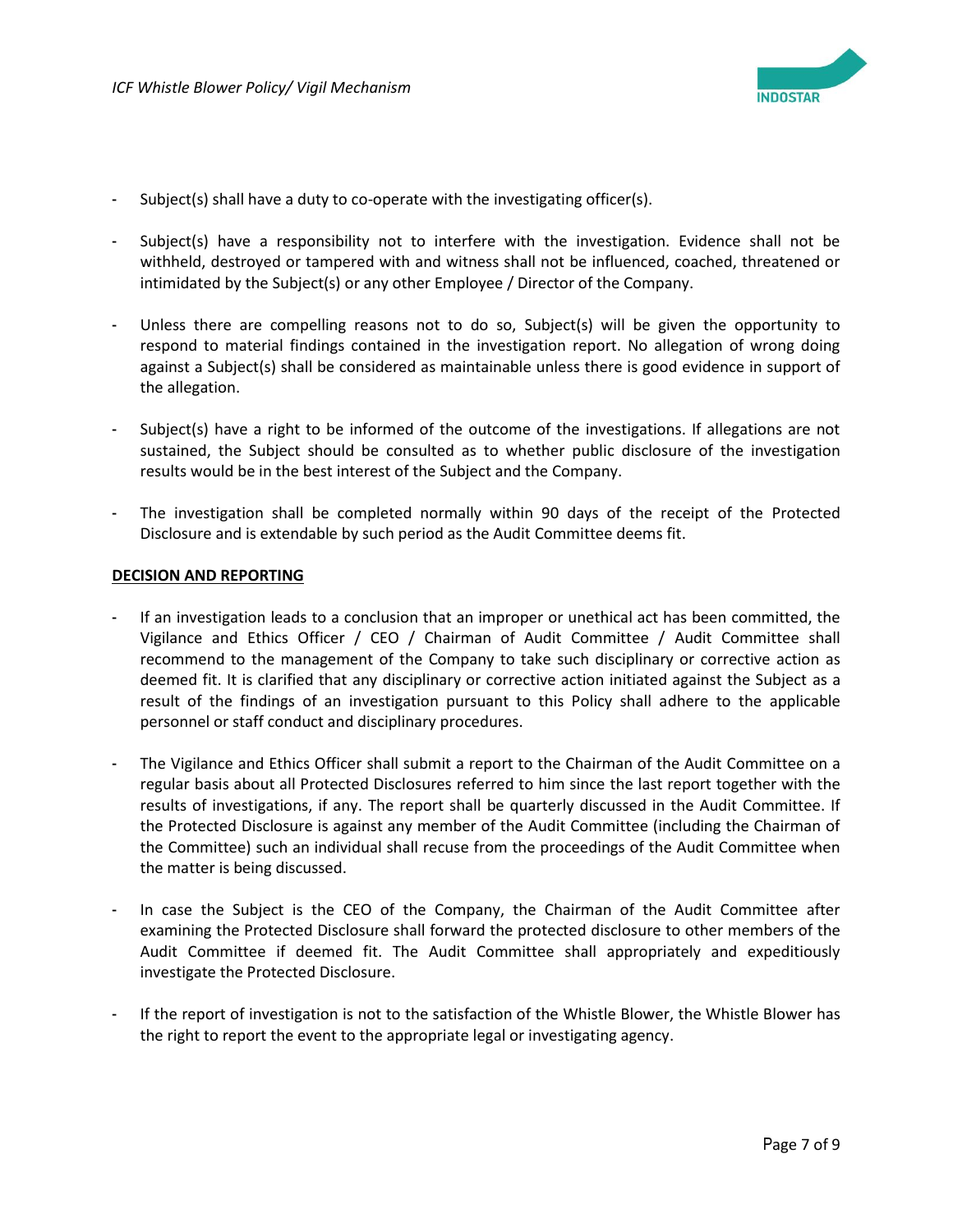- Subject(s) shall have a duty to co-operate with the investigating officer(s).

- Subject(s) have a responsibility not to interfere with the investigation. Evidence shall not be withheld, destroyed or tampered with and witness shall not be influenced, coached, threatened or intimidated by the Subject(s) or any other Employee / Director of the Company.

- Unless there are compelling reasons not to do so, Subject(s) will be given the opportunity to respond to material findings contained in the investigation report. No allegation of wrong doing against a Subject(s) shall be considered as maintainable unless there is good evidence in support of the allegation.

- Subject(s) have a right to be informed of the outcome of the investigations. If allegations are not sustained, the Subject should be consulted as to whether public disclosure of the investigation results would be in the best interest of the Subject and the Company.

- The investigation shall be completed normally within 90 days of the receipt of the Protected Disclosure and is extendable by such period as the Audit Committee deems fit.

**DECISION AND REPORTING**

- If an investigation leads to a conclusion that an improper or unethical act has been committed, the Vigilance and Ethics Officer / CEO / Chairman of Audit Committee / Audit Committee shall recommend to the management of the Company to take such disciplinary or corrective action as deemed fit. It is clarified that any disciplinary or corrective action initiated against the Subject as a result of the findings of an investigation pursuant to this Policy shall adhere to the applicable personnel or staff conduct and disciplinary procedures.

- The Vigilance and Ethics Officer shall submit a report to the Chairman of the Audit Committee on a regular basis about all Protected Disclosures referred to him since the last report together with the results of investigations, if any. The report shall be quarterly discussed in the Audit Committee. If the Protected Disclosure is against any member of the Audit Committee (including the Chairman of the Committee) such an individual shall recuse from the proceedings of the Audit Committee when the matter is being discussed.

- In case the Subject is the CEO of the Company, the Chairman of the Audit Committee after examining the Protected Disclosure shall forward the protected disclosure to other members of the Audit Committee if deemed fit. The Audit Committee shall appropriately and expeditiously investigate the Protected Disclosure.

- If the report of investigation is not to the satisfaction of the Whistle Blower, the Whistle Blower has the right to report the event to the appropriate legal or investigating agency.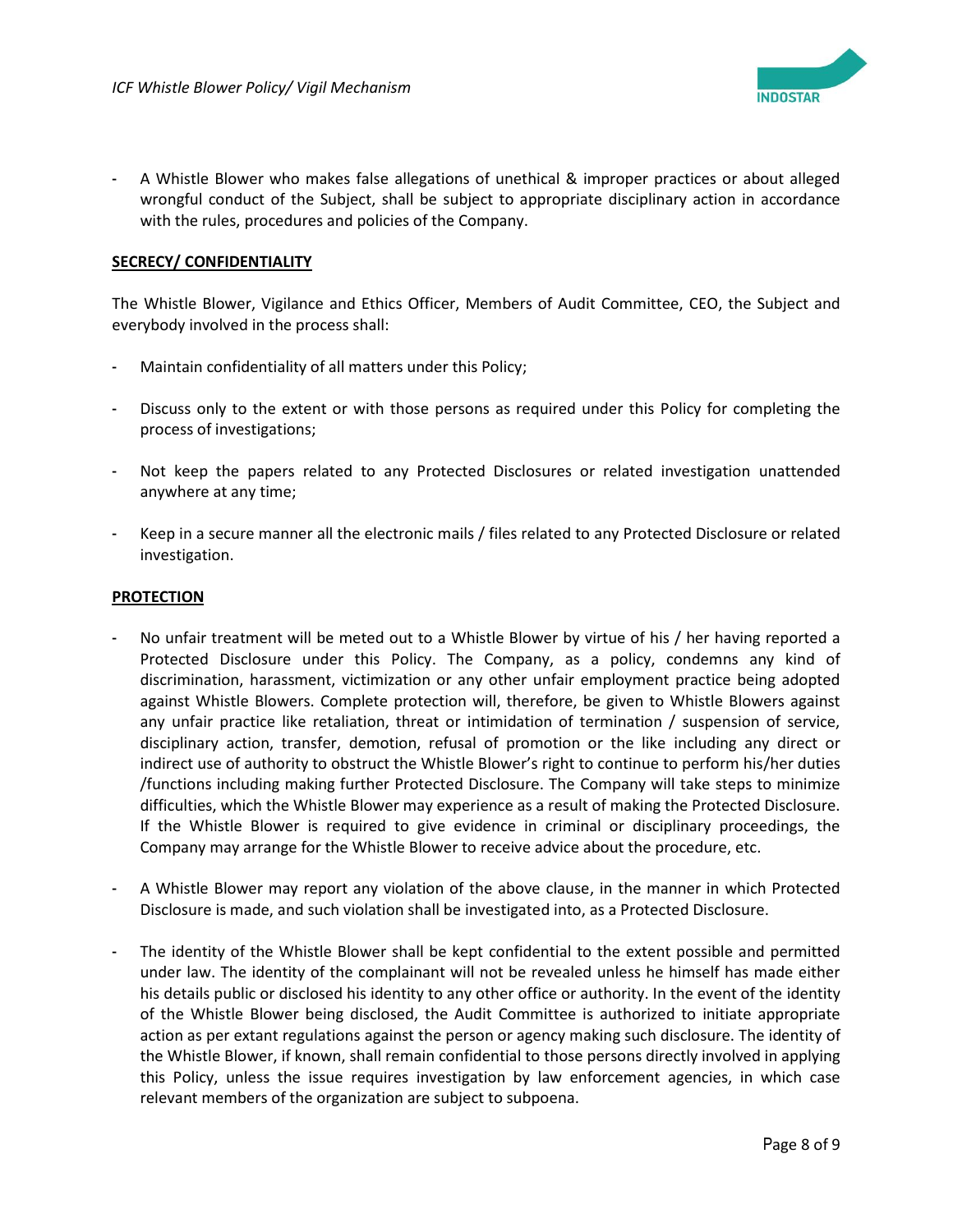- A Whistle Blower who makes false allegations of unethical & improper practices or about alleged wrongful conduct of the Subject, shall be subject to appropriate disciplinary action in accordance with the rules, procedures and policies of the Company.

**SECRECY/ CONFIDENTIALITY**

The Whistle Blower, Vigilance and Ethics Officer, Members of Audit Committee, CEO, the Subject and everybody involved in the process shall:

- Maintain confidentiality of all matters under this Policy;
- Discuss only to the extent or with those persons as required under this Policy for completing the process of investigations;
- Not keep the papers related to any Protected Disclosures or related investigation unattended anywhere at any time;
- Keep in a secure manner all the electronic mails / files related to any Protected Disclosure or related investigation.

**PROTECTION**

- No unfair treatment will be meted out to a Whistle Blower by virtue of his / her having reported a Protected Disclosure under this Policy. The Company, as a policy, condemns any kind of discrimination, harassment, victimization or any other unfair employment practice being adopted against Whistle Blowers. Complete protection will, therefore, be given to Whistle Blowers against any unfair practice like retaliation, threat or intimidation of termination / suspension of service, disciplinary action, transfer, demotion, refusal of promotion or the like including any direct or indirect use of authority to obstruct the Whistle Blower's right to continue to perform his/her duties /functions including making further Protected Disclosure. The Company will take steps to minimize difficulties, which the Whistle Blower may experience as a result of making the Protected Disclosure. If the Whistle Blower is required to give evidence in criminal or disciplinary proceedings, the Company may arrange for the Whistle Blower to receive advice about the procedure, etc.
- A Whistle Blower may report any violation of the above clause, in the manner in which Protected Disclosure is made, and such violation shall be investigated into, as a Protected Disclosure.
- The identity of the Whistle Blower shall be kept confidential to the extent possible and permitted under law. The identity of the complainant will not be revealed unless he himself has made either his details public or disclosed his identity to any other office or authority. In the event of the identity of the Whistle Blower being disclosed, the Audit Committee is authorized to initiate appropriate action as per extant regulations against the person or agency making such disclosure. The identity of the Whistle Blower, if known, shall remain confidential to those persons directly involved in applying this Policy, unless the issue requires investigation by law enforcement agencies, in which case relevant members of the organization are subject to subpoena.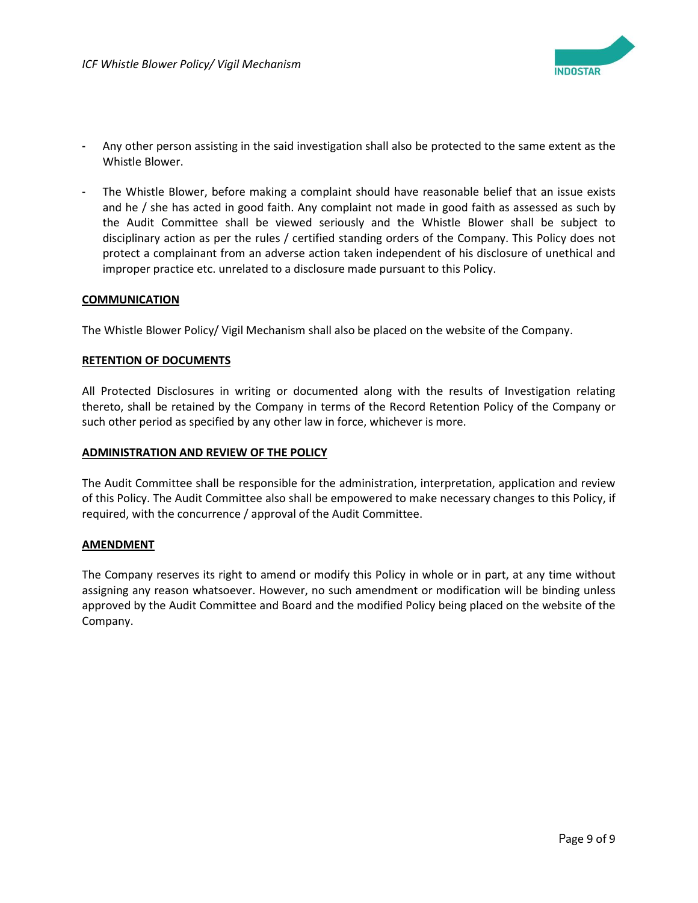- Any other person assisting in the said investigation shall also be protected to the same extent as the Whistle Blower.

- The Whistle Blower, before making a complaint should have reasonable belief that an issue exists and he / she has acted in good faith. Any complaint not made in good faith as assessed as such by the Audit Committee shall be viewed seriously and the Whistle Blower shall be subject to disciplinary action as per the rules / certified standing orders of the Company. This Policy does not protect a complainant from an adverse action taken independent of his disclosure of unethical and improper practice etc. unrelated to a disclosure made pursuant to this Policy.

**COMMUNICATION**

The Whistle Blower Policy/ Vigil Mechanism shall also be placed on the website of the Company.

**RETENTION OF DOCUMENTS**

All Protected Disclosures in writing or documented along with the results of Investigation relating thereto, shall be retained by the Company in terms of the Record Retention Policy of the Company or such other period as specified by any other law in force, whichever is more.

**ADMINISTRATION AND REVIEW OF THE POLICY**

The Audit Committee shall be responsible for the administration, interpretation, application and review of this Policy. The Audit Committee also shall be empowered to make necessary changes to this Policy, if required, with the concurrence / approval of the Audit Committee.

**AMENDMENT**

The Company reserves its right to amend or modify this Policy in whole or in part, at any time without assigning any reason whatsoever. However, no such amendment or modification will be binding unless approved by the Audit Committee and Board and the modified Policy being placed on the website of the Company.